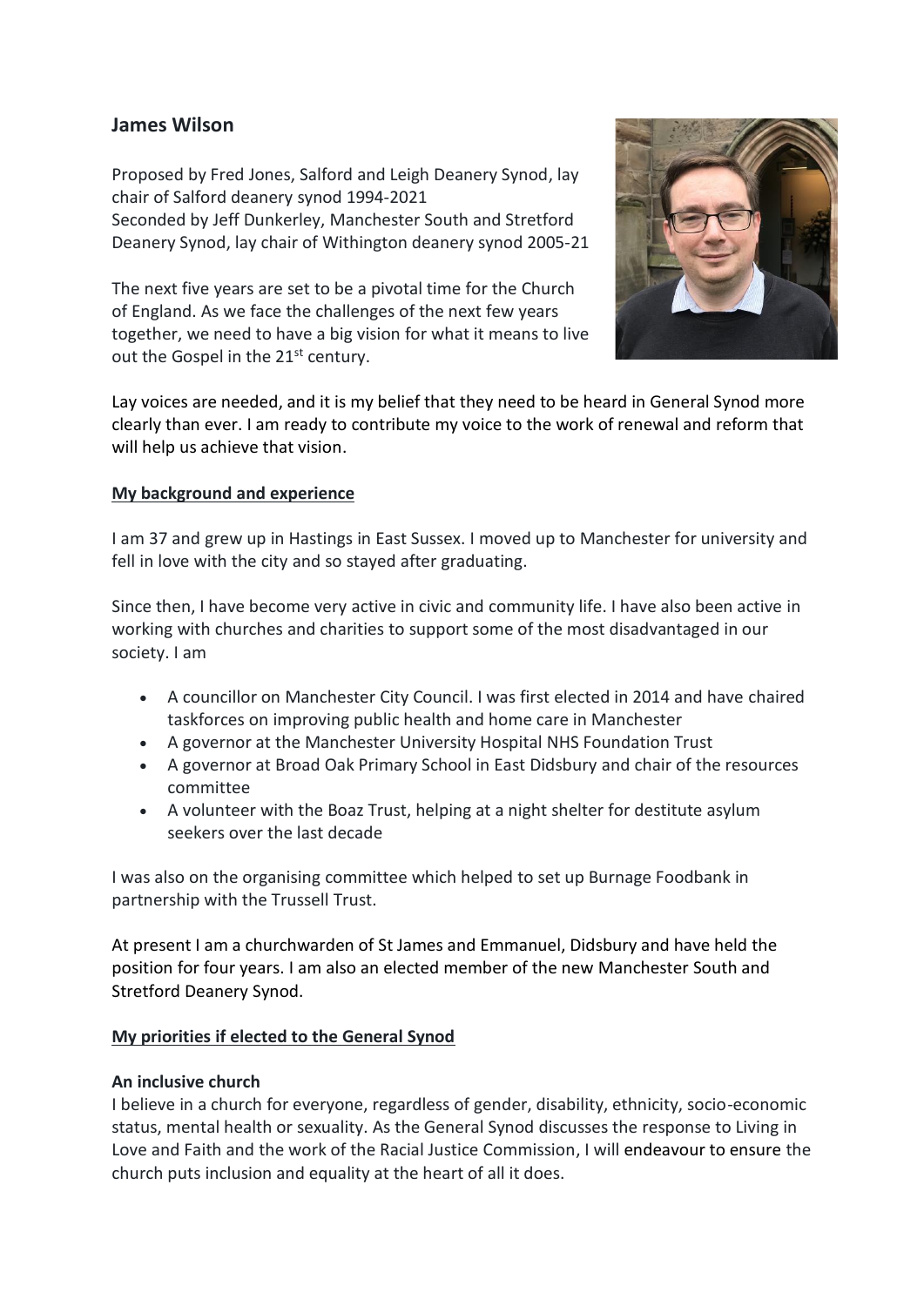## James Wilson

Proposed by Fred Jones, Salford and Leigh Deanery Synod, lay chair of Salford deanery synod 1994-2021
Seconded by Jeff Dunkerley, Manchester South and Stretford Deanery Synod, lay chair of Withington deanery synod 2005-21

The next five years are set to be a pivotal time for the Church of England. As we face the challenges of the next few years together, we need to have a big vision for what it means to live out the Gospel in the 21st century.

Lay voices are needed, and it is my belief that they need to be heard in General Synod more clearly than ever. I am ready to contribute my voice to the work of renewal and reform that will help us achieve that vision.

**My background and experience**

I am 37 and grew up in Hastings in East Sussex. I moved up to Manchester for university and fell in love with the city and so stayed after graduating.

Since then, I have become very active in civic and community life. I have also been active in working with churches and charities to support some of the most disadvantaged in our society. I am

- A councillor on Manchester City Council. I was first elected in 2014 and have chaired taskforces on improving public health and home care in Manchester
- A governor at the Manchester University Hospital NHS Foundation Trust
- A governor at Broad Oak Primary School in East Didsbury and chair of the resources committee
- A volunteer with the Boaz Trust, helping at a night shelter for destitute asylum seekers over the last decade

I was also on the organising committee which helped to set up Burnage Foodbank in partnership with the Trussell Trust.

At present I am a churchwarden of St James and Emmanuel, Didsbury and have held the position for four years. I am also an elected member of the new Manchester South and Stretford Deanery Synod.

**My priorities if elected to the General Synod**

**An inclusive church**
I believe in a church for everyone, regardless of gender, disability, ethnicity, socio-economic status, mental health or sexuality. As the General Synod discusses the response to Living in Love and Faith and the work of the Racial Justice Commission, I will endeavour to ensure the church puts inclusion and equality at the heart of all it does.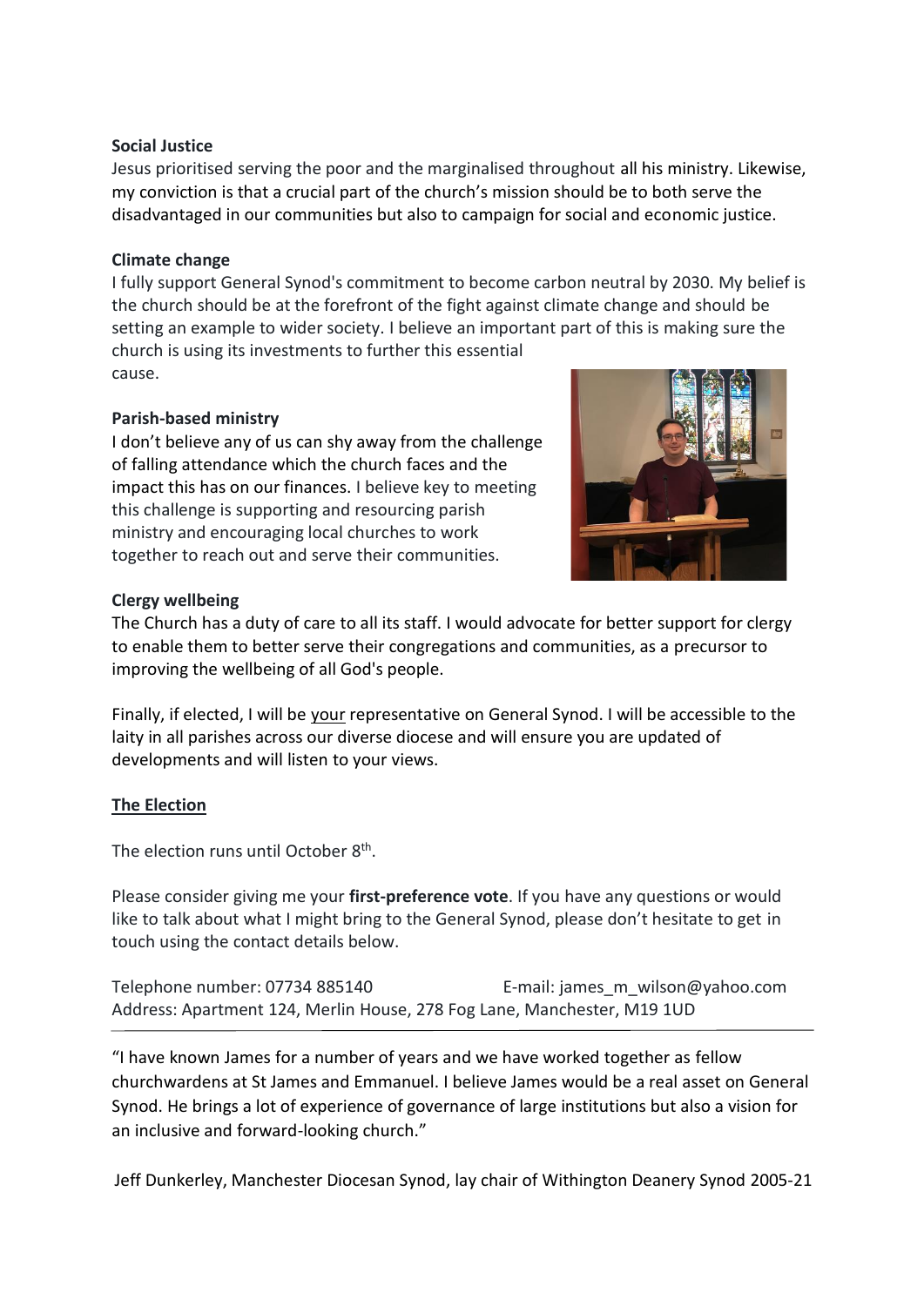**Social Justice**

Jesus prioritised serving the poor and the marginalised throughout all his ministry. Likewise, my conviction is that a crucial part of the church's mission should be to both serve the disadvantaged in our communities but also to campaign for social and economic justice.

**Climate change**

I fully support General Synod's commitment to become carbon neutral by 2030. My belief is the church should be at the forefront of the fight against climate change and should be setting an example to wider society. I believe an important part of this is making sure the church is using its investments to further this essential cause.

**Parish-based ministry**

I don't believe any of us can shy away from the challenge of falling attendance which the church faces and the impact this has on our finances. I believe key to meeting this challenge is supporting and resourcing parish ministry and encouraging local churches to work together to reach out and serve their communities.

**Clergy wellbeing**

The Church has a duty of care to all its staff. I would advocate for better support for clergy to enable them to better serve their congregations and communities, as a precursor to improving the wellbeing of all God's people.

Finally, if elected, I will be <u>your</u> representative on General Synod. I will be accessible to the laity in all parishes across our diverse diocese and will ensure you are updated of developments and will listen to your views.

## <u>The Election</u>

The election runs until October 8th.

Please consider giving me your **first-preference vote**. If you have any questions or would like to talk about what I might bring to the General Synod, please don't hesitate to get in touch using the contact details below.

Telephone number: 07734 885140 E-mail: james_m_wilson@yahoo.com
Address: Apartment 124, Merlin House, 278 Fog Lane, Manchester, M19 1UD

---

"I have known James for a number of years and we have worked together as fellow churchwardens at St James and Emmanuel. I believe James would be a real asset on General Synod. He brings a lot of experience of governance of large institutions but also a vision for an inclusive and forward-looking church."

Jeff Dunkerley, Manchester Diocesan Synod, lay chair of Withington Deanery Synod 2005-21